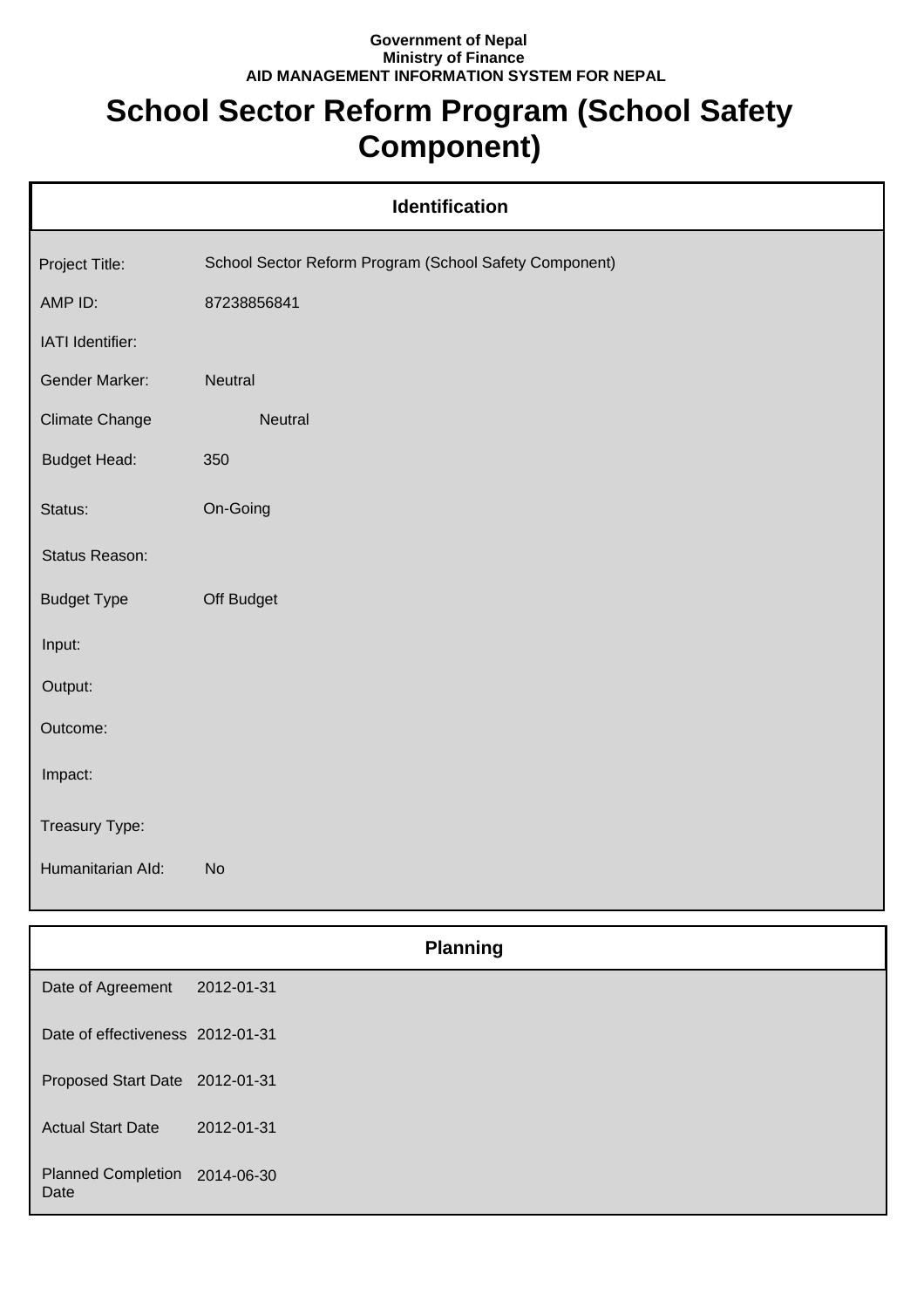**Government of Nepal**
**Ministry of Finance**
**AID MANAGEMENT INFORMATION SYSTEM FOR NEPAL**

# School Sector Reform Program (School Safety Component)

## Identification

| | |
|---|---|
| Project Title: | School Sector Reform Program (School Safety Component) |
| AMP ID: | 87238856841 |
| IATI Identifier: | |
| Gender Marker: | Neutral |
| Climate Change | Neutral |
| Budget Head: | 350 |
| Status: | On-Going |
| Status Reason: | |
| Budget Type | Off Budget |
| Input: | |
| Output: | |
| Outcome: | |
| Impact: | |
| Treasury Type: | |
| Humanitarian AId: | No |

## Planning

| | |
|---|---|
| Date of Agreement | 2012-01-31 |
| Date of effectiveness | 2012-01-31 |
| Proposed Start Date | 2012-01-31 |
| Actual Start Date | 2012-01-31 |
| Planned Completion Date | 2014-06-30 |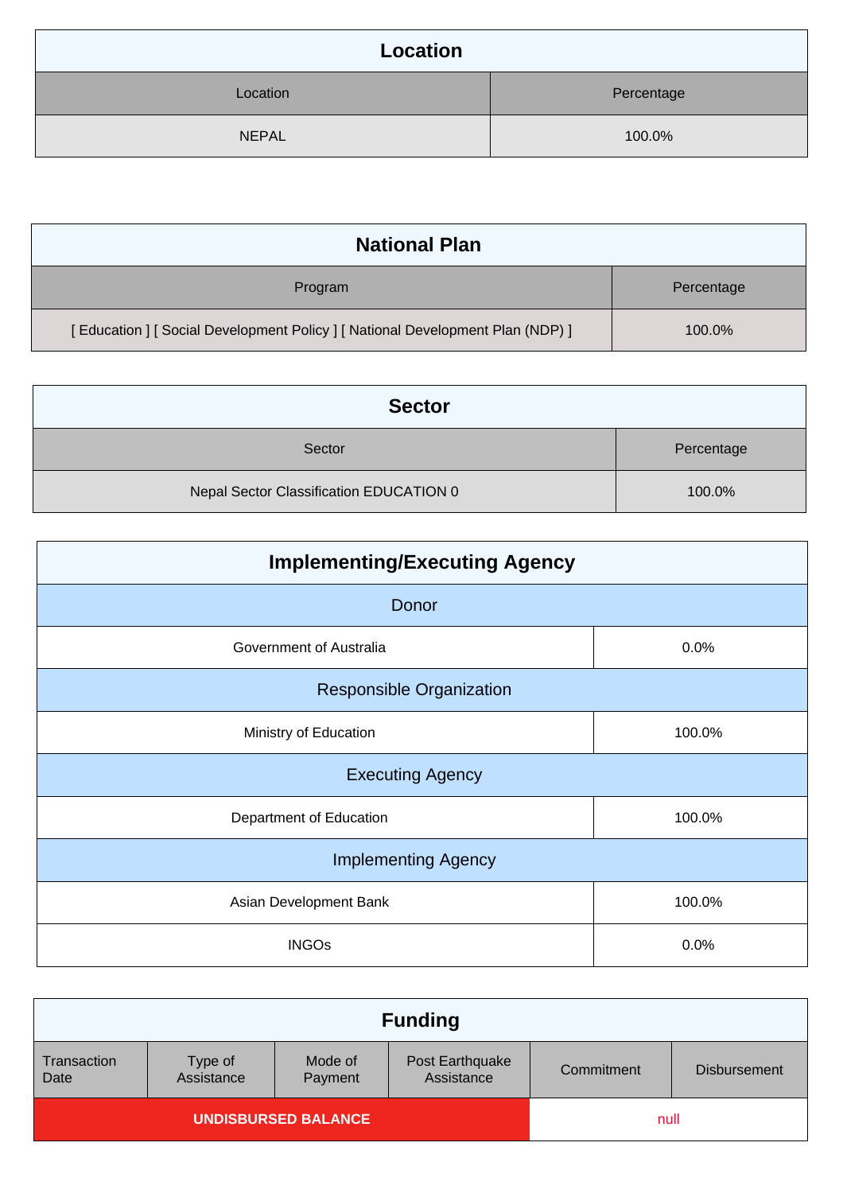## Location

| Location | Percentage |
|---|---|
| NEPAL | 100.0% |

## National Plan

| Program | Percentage |
|---|---|
| [ Education ] [ Social Development Policy ] [ National Development Plan (NDP) ] | 100.0% |

## Sector

| Sector | Percentage |
|---|---|
| Nepal Sector Classification EDUCATION 0 | 100.0% |

## Implementing/Executing Agency

| Donor | |
|---|---|
| Government of Australia | 0.0% |
| **Responsible Organization** | |
| Ministry of Education | 100.0% |
| **Executing Agency** | |
| Department of Education | 100.0% |
| **Implementing Agency** | |
| Asian Development Bank | 100.0% |
| INGOs | 0.0% |

## Funding

| Transaction Date | Type of Assistance | Mode of Payment | Post Earthquake Assistance | Commitment | Disbursement |
|---|---|---|---|---|---|
| **UNDISBURSED BALANCE** | | | | null | |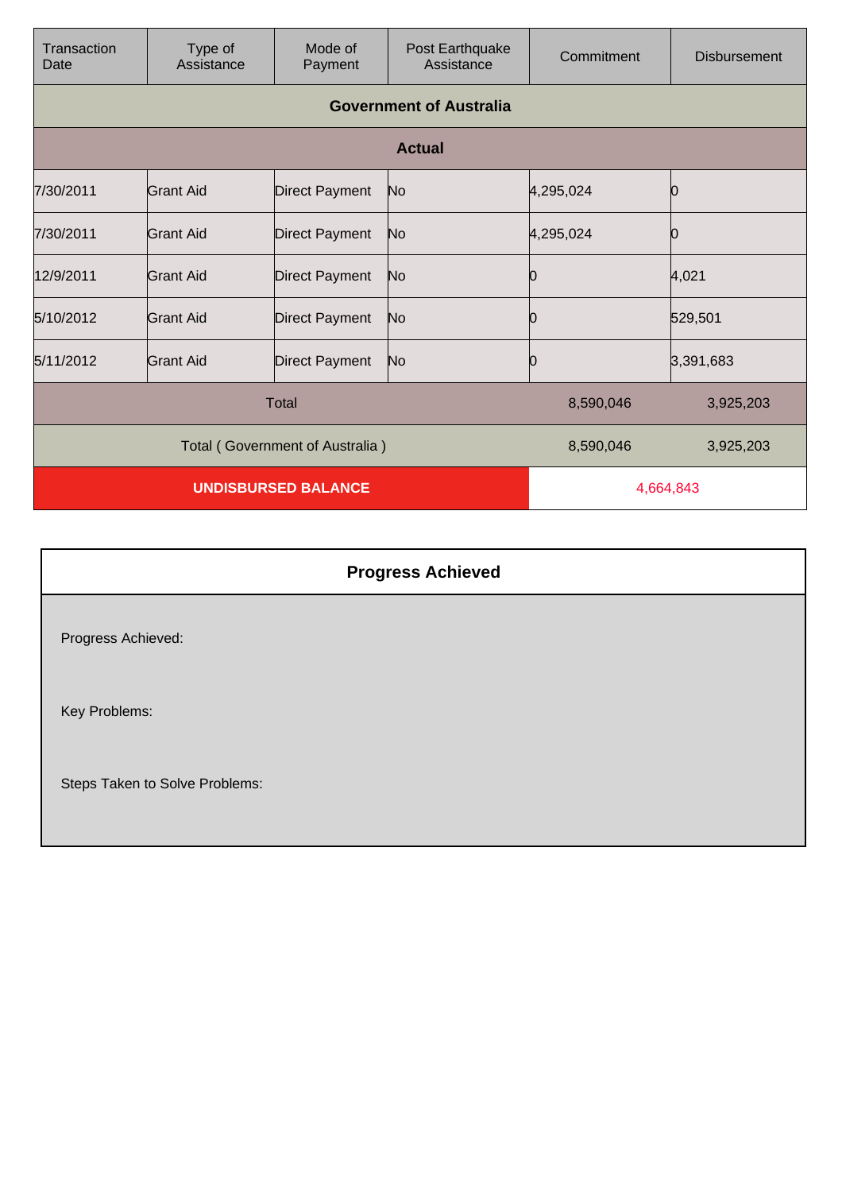| Transaction Date | Type of Assistance | Mode of Payment | Post Earthquake Assistance | Commitment | Disbursement |
|---|---|---|---|---|---|
| **Government of Australia** | | | | | |
| **Actual** | | | | | |
| 7/30/2011 | Grant Aid | Direct Payment | No | 4,295,024 | 0 |
| 7/30/2011 | Grant Aid | Direct Payment | No | 4,295,024 | 0 |
| 12/9/2011 | Grant Aid | Direct Payment | No | 0 | 4,021 |
| 5/10/2012 | Grant Aid | Direct Payment | No | 0 | 529,501 |
| 5/11/2012 | Grant Aid | Direct Payment | No | 0 | 3,391,683 |
| Total | | | | 8,590,046 | 3,925,203 |
| Total ( Government of Australia ) | | | | 8,590,046 | 3,925,203 |
| **UNDISBURSED BALANCE** | | | | 4,664,843 | |

## Progress Achieved

Progress Achieved:

Key Problems:

Steps Taken to Solve Problems: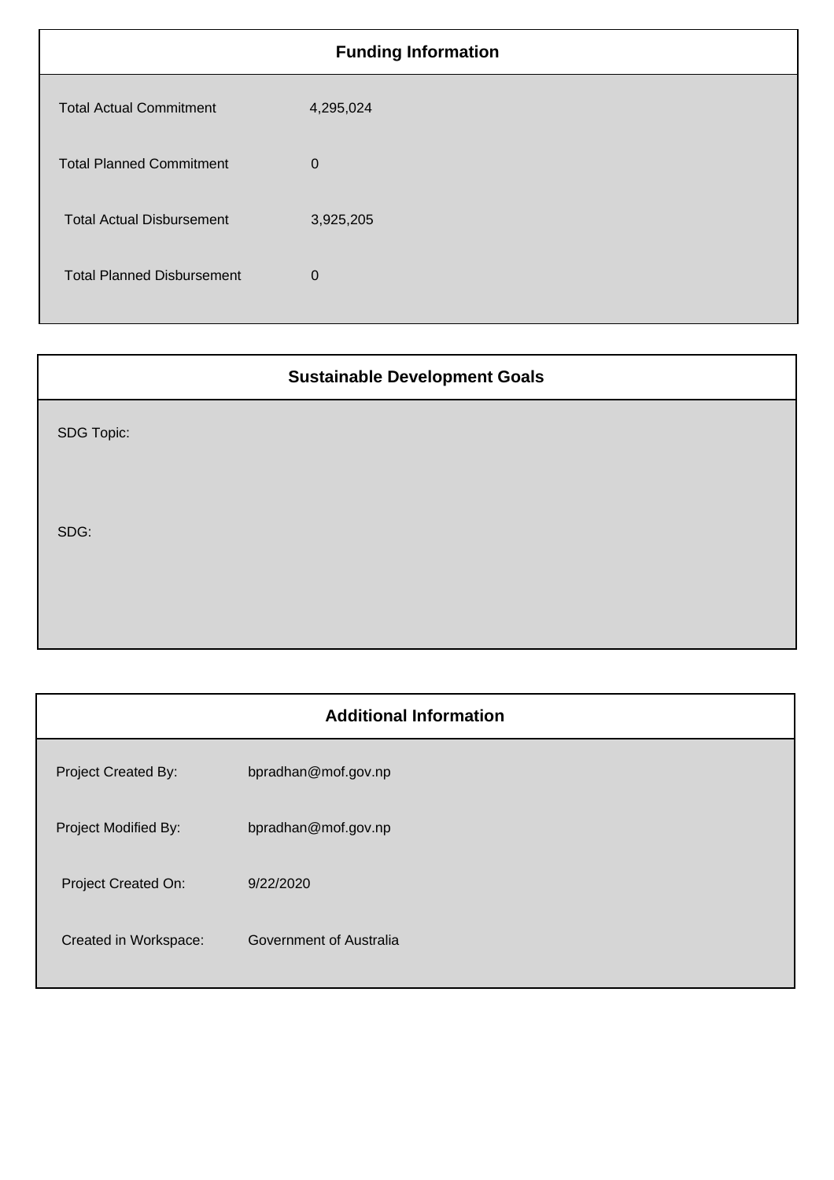## Funding Information

| | |
|---|---|
| Total Actual Commitment | 4,295,024 |
| Total Planned Commitment | 0 |
| Total Actual Disbursement | 3,925,205 |
| Total Planned Disbursement | 0 |

## Sustainable Development Goals

SDG Topic:

SDG:

## Additional Information

| | |
|---|---|
| Project Created By: | bpradhan@mof.gov.np |
| Project Modified By: | bpradhan@mof.gov.np |
| Project Created On: | 9/22/2020 |
| Created in Workspace: | Government of Australia |